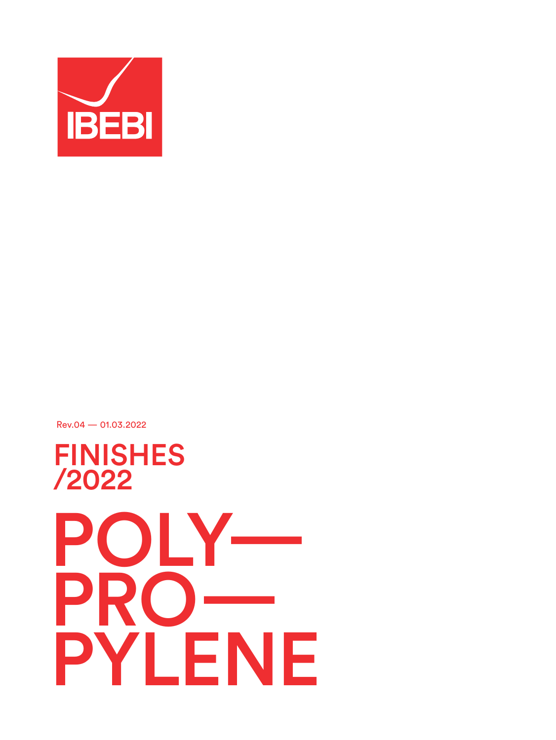IBEBI

Rev.04 — 01.03.2022

# FINISHES /2022

# POLY— PRO— PYLENE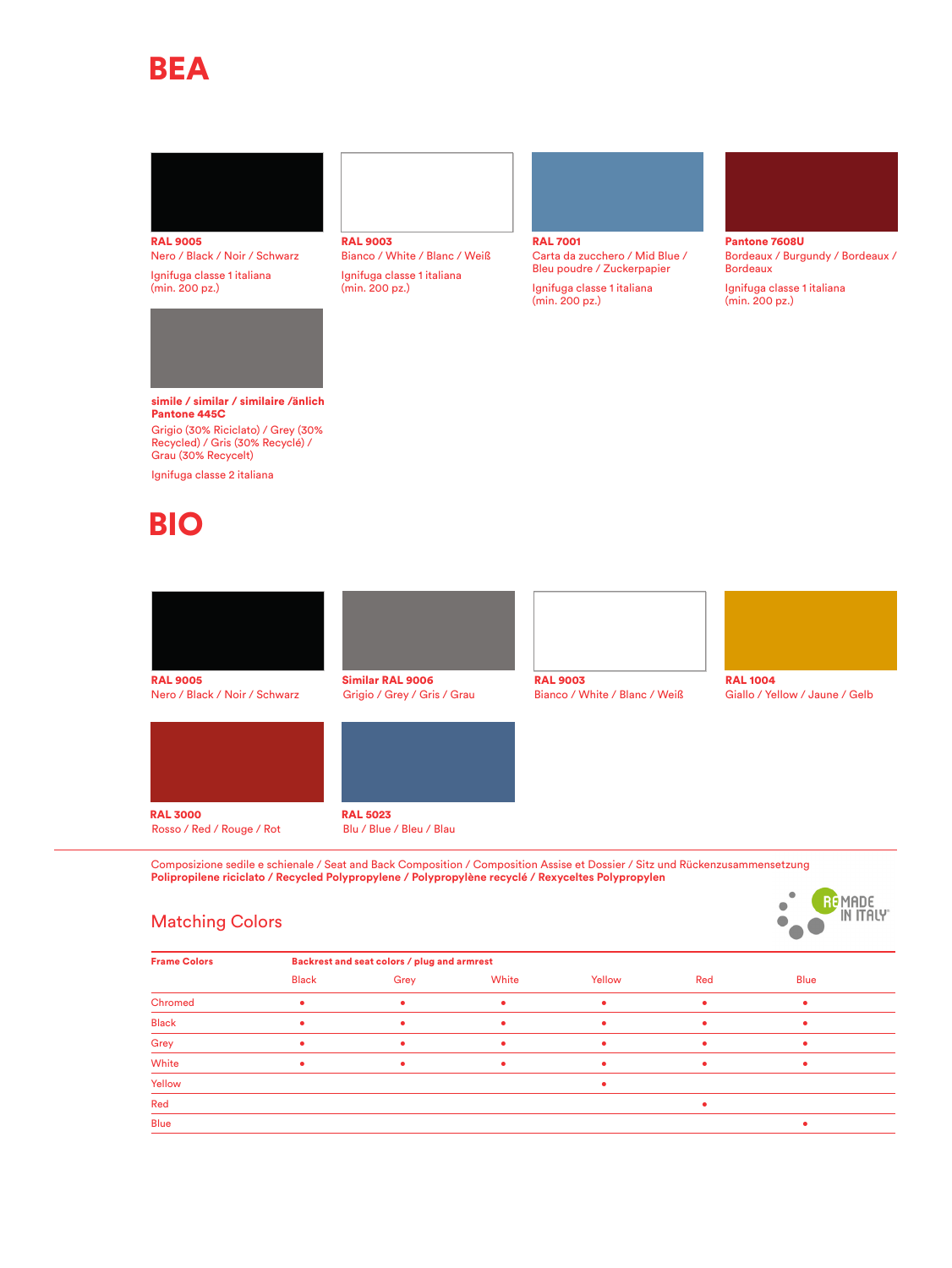# BEA

**RAL 9005**
Nero / Black / Noir / Schwarz

Ignifuga classe 1 italiana
(min. 200 pz.)

**RAL 9003**
Bianco / White / Blanc / Weiß

Ignifuga classe 1 italiana
(min. 200 pz.)

**RAL 7001**
Carta da zucchero / Mid Blue / Bleu poudre / Zuckerpapier

Ignifuga classe 1 italiana
(min. 200 pz.)

**Pantone 7608U**
Bordeaux / Burgundy / Bordeaux / Bordeaux

Ignifuga classe 1 italiana
(min. 200 pz.)

**simile / similar / similaire /änlich Pantone 445C**
Grigio (30% Riciclato) / Grey (30% Recycled) / Gris (30% Recyclé) / Grau (30% Recycelt)

Ignifuga classe 2 italiana

# BIO

**RAL 9005**
Nero / Black / Noir / Schwarz

**Similar RAL 9006**
Grigio / Grey / Gris / Grau

**RAL 9003**
Bianco / White / Blanc / Weiß

**RAL 1004**
Giallo / Yellow / Jaune / Gelb

**RAL 3000**
Rosso / Red / Rouge / Rot

**RAL 5023**
Blu / Blue / Bleu / Blau

Composizione sedile e schienale / Seat and Back Composition / Composition Assise et Dossier / Sitz und Rückenzusammensetzung
**Polipropilene riciclato / Recycled Polypropylene / Polypropylène recyclé / Rexyceltes Polypropylen**

REMADE IN ITALY

## Matching Colors

| Frame Colors | Backrest and seat colors / plug and armrest | | | | | |
|---|---|---|---|---|---|---|
| | Black | Grey | White | Yellow | Red | Blue |
| Chromed | • | • | • | • | • | • |
| Black | • | • | • | • | • | • |
| Grey | • | • | • | • | • | • |
| White | • | • | • | • | • | • |
| Yellow | | | | • | | |
| Red | | | | | • | |
| Blue | | | | | | • |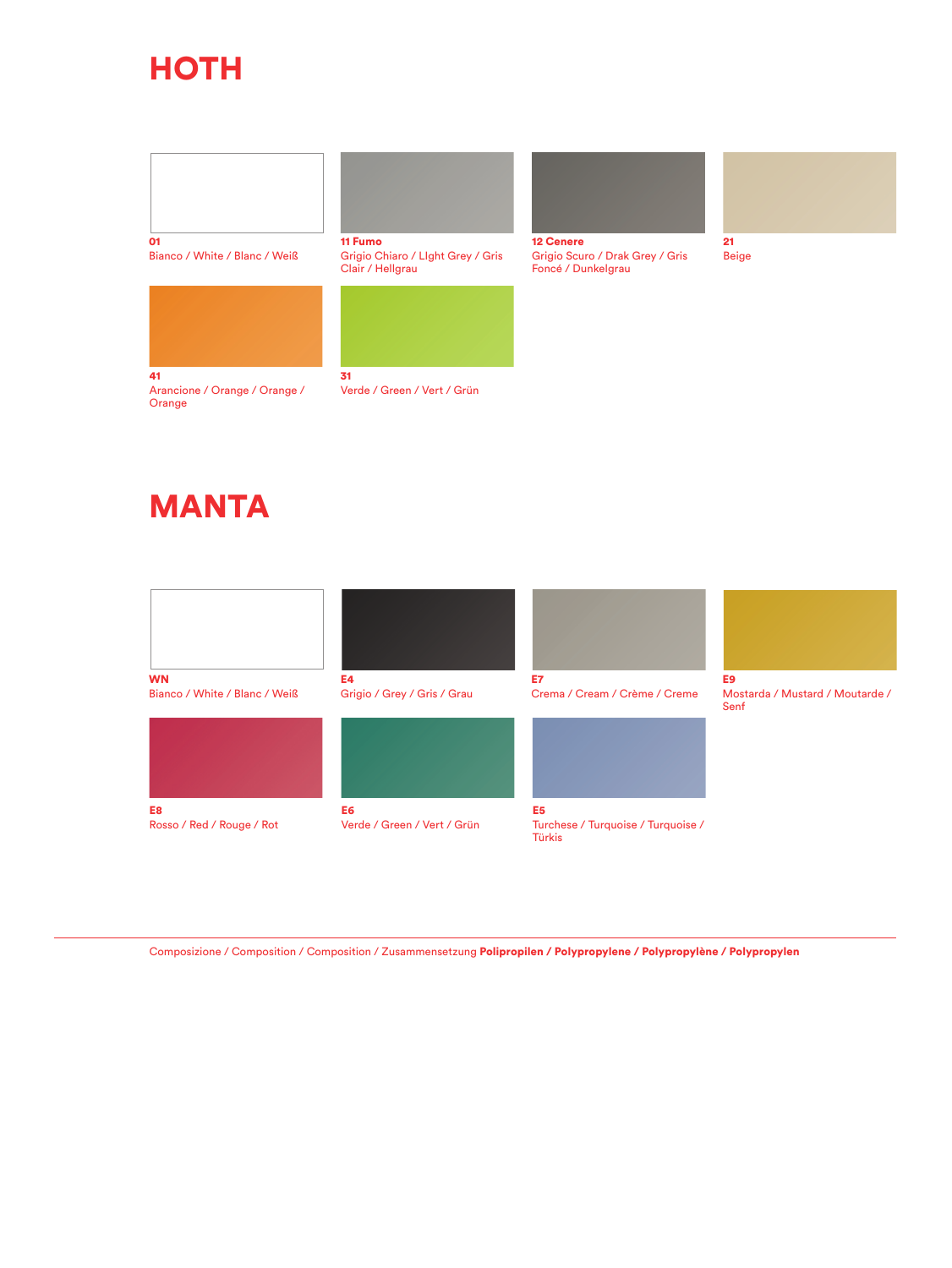# HOTH

**01**
Bianco / White / Blanc / Weiß

**11 Fumo**
Grigio Chiaro / LIght Grey / Gris Clair / Hellgrau

**12 Cenere**
Grigio Scuro / Drak Grey / Gris Foncé / Dunkelgrau

**21**
Beige

**41**
Arancione / Orange / Orange / Orange

**31**
Verde / Green / Vert / Grün

# MANTA

**WN**
Bianco / White / Blanc / Weiß

**E4**
Grigio / Grey / Gris / Grau

**E7**
Crema / Cream / Crème / Creme

**E9**
Mostarda / Mustard / Moutarde / Senf

**E8**
Rosso / Red / Rouge / Rot

**E6**
Verde / Green / Vert / Grün

**E5**
Turchese / Turquoise / Turquoise / Türkis

---

Composizione / Composition / Composition / Zusammensetzung **Polipropilen / Polypropylene / Polypropylène / Polypropylen**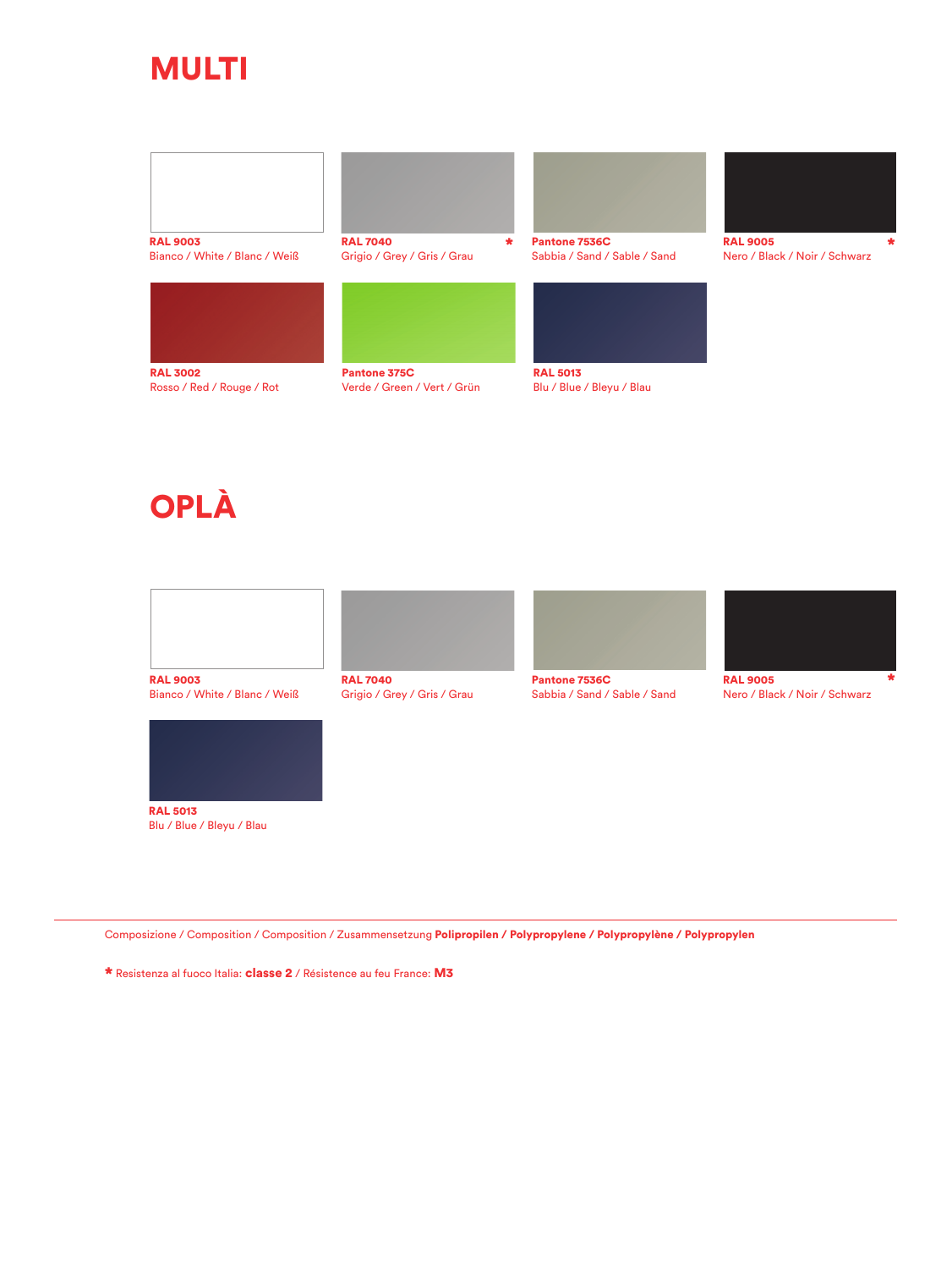# MULTI

**RAL 9003**
Bianco / White / Blanc / Weiß

**RAL 7040** *
Grigio / Grey / Gris / Grau

**Pantone 7536C**
Sabbia / Sand / Sable / Sand

**RAL 9005** *
Nero / Black / Noir / Schwarz

**RAL 3002**
Rosso / Red / Rouge / Rot

**Pantone 375C**
Verde / Green / Vert / Grün

**RAL 5013**
Blu / Blue / Bleyu / Blau

# OPLÀ

**RAL 9003**
Bianco / White / Blanc / Weiß

**RAL 7040**
Grigio / Grey / Gris / Grau

**Pantone 7536C**
Sabbia / Sand / Sable / Sand

**RAL 9005** *
Nero / Black / Noir / Schwarz

**RAL 5013**
Blu / Blue / Bleyu / Blau

---

Composizione / Composition / Composition / Zusammensetzung **Polipropilen / Polypropylene / Polypropylène / Polypropylen**

* Resistenza al fuoco Italia: **classe 2** / Résistence au feu France: **M3**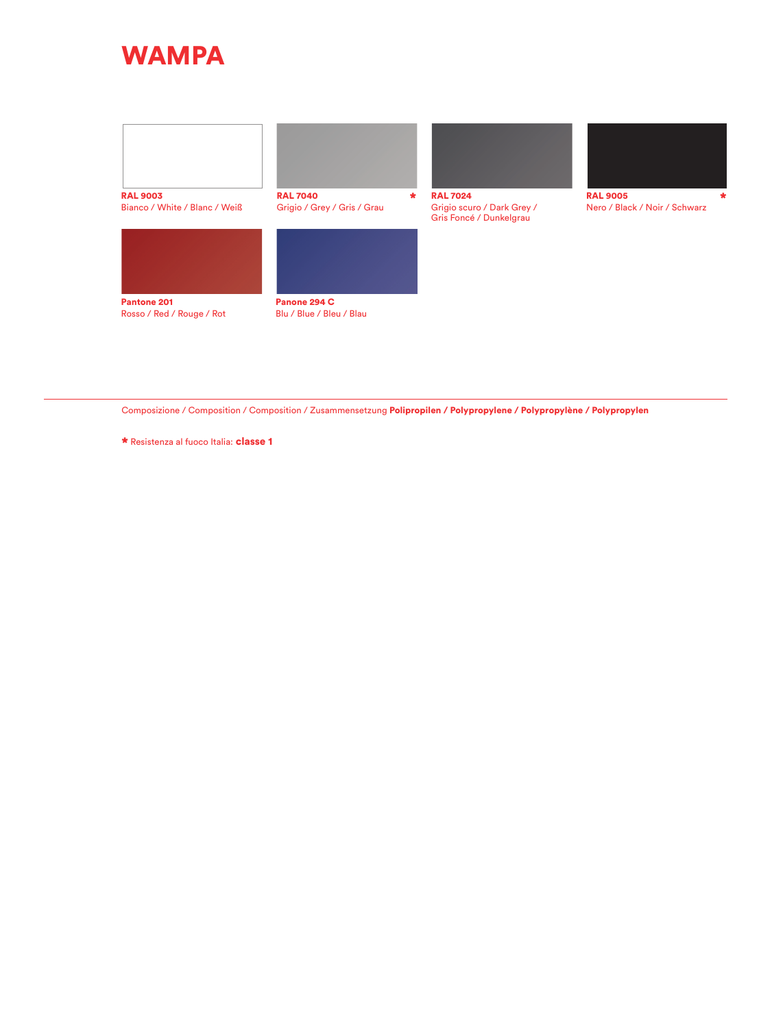# WAMPA

**RAL 9003**
Bianco / White / Blanc / Weiß

**RAL 7040** *
Grigio / Grey / Gris / Grau

**RAL 7024**
Grigio scuro / Dark Grey / Gris Foncé / Dunkelgrau

**RAL 9005** *
Nero / Black / Noir / Schwarz

**Pantone 201**
Rosso / Red / Rouge / Rot

**Panone 294 C**
Blu / Blue / Bleu / Blau

---

Composizione / Composition / Composition / Zusammensetzung **Polipropilen / Polypropylene / Polypropylène / Polypropylen**

* Resistenza al fuoco Italia: **classe 1**